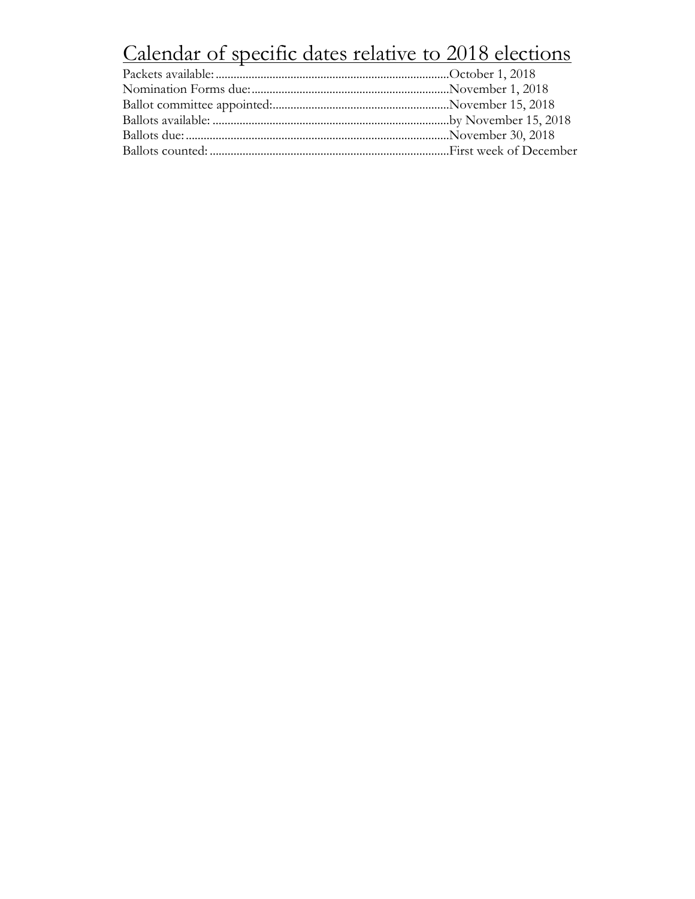# Calendar of specific dates relative to 2018 elections

Packets available: ....................................................................................October 1, 2018
Nomination Forms due: ...........................................................................November 1, 2018
Ballot committee appointed: ...................................................................November 15, 2018
Ballots available: ..................................................................................by November 15, 2018
Ballots due: ............................................................................................November 30, 2018
Ballots counted: .....................................................................................First week of December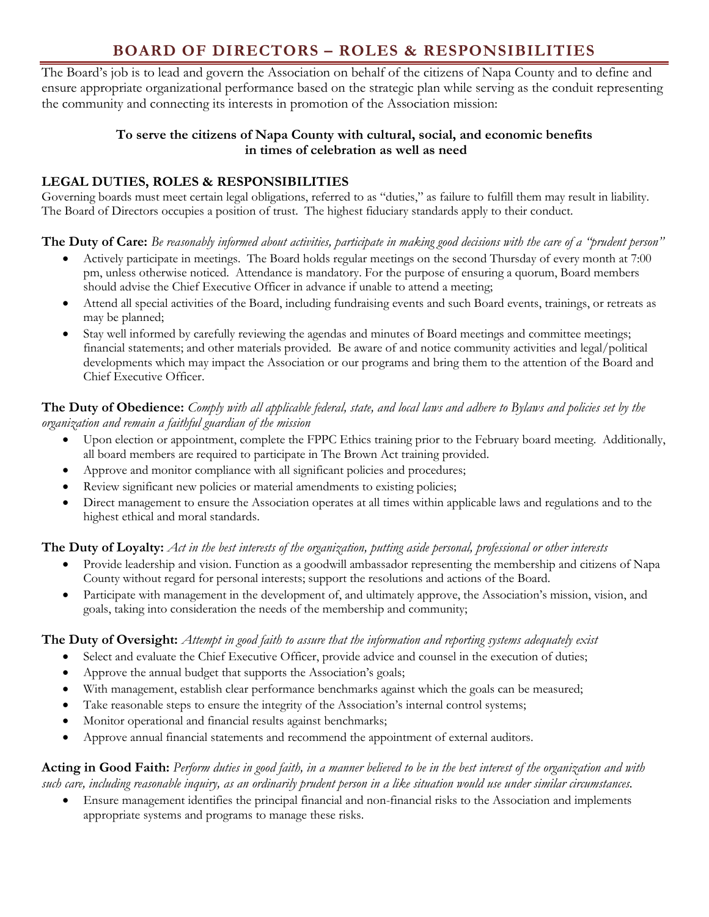# BOARD OF DIRECTORS – ROLES & RESPONSIBILITIES

The Board's job is to lead and govern the Association on behalf of the citizens of Napa County and to define and ensure appropriate organizational performance based on the strategic plan while serving as the conduit representing the community and connecting its interests in promotion of the Association mission:

**To serve the citizens of Napa County with cultural, social, and economic benefits in times of celebration as well as need**

## LEGAL DUTIES, ROLES & RESPONSIBILITIES

Governing boards must meet certain legal obligations, referred to as "duties," as failure to fulfill them may result in liability. The Board of Directors occupies a position of trust. The highest fiduciary standards apply to their conduct.

**The Duty of Care:** *Be reasonably informed about activities, participate in making good decisions with the care of a "prudent person"*

- Actively participate in meetings. The Board holds regular meetings on the second Thursday of every month at 7:00 pm, unless otherwise noticed. Attendance is mandatory. For the purpose of ensuring a quorum, Board members should advise the Chief Executive Officer in advance if unable to attend a meeting;
- Attend all special activities of the Board, including fundraising events and such Board events, trainings, or retreats as may be planned;
- Stay well informed by carefully reviewing the agendas and minutes of Board meetings and committee meetings; financial statements; and other materials provided. Be aware of and notice community activities and legal/political developments which may impact the Association or our programs and bring them to the attention of the Board and Chief Executive Officer.

**The Duty of Obedience:** *Comply with all applicable federal, state, and local laws and adhere to Bylaws and policies set by the organization and remain a faithful guardian of the mission*

- Upon election or appointment, complete the FPPC Ethics training prior to the February board meeting. Additionally, all board members are required to participate in The Brown Act training provided.
- Approve and monitor compliance with all significant policies and procedures;
- Review significant new policies or material amendments to existing policies;
- Direct management to ensure the Association operates at all times within applicable laws and regulations and to the highest ethical and moral standards.

**The Duty of Loyalty:** *Act in the best interests of the organization, putting aside personal, professional or other interests*

- Provide leadership and vision. Function as a goodwill ambassador representing the membership and citizens of Napa County without regard for personal interests; support the resolutions and actions of the Board.
- Participate with management in the development of, and ultimately approve, the Association's mission, vision, and goals, taking into consideration the needs of the membership and community;

**The Duty of Oversight:** *Attempt in good faith to assure that the information and reporting systems adequately exist*

- Select and evaluate the Chief Executive Officer, provide advice and counsel in the execution of duties;
- Approve the annual budget that supports the Association's goals;
- With management, establish clear performance benchmarks against which the goals can be measured;
- Take reasonable steps to ensure the integrity of the Association's internal control systems;
- Monitor operational and financial results against benchmarks;
- Approve annual financial statements and recommend the appointment of external auditors.

**Acting in Good Faith:** *Perform duties in good faith, in a manner believed to be in the best interest of the organization and with such care, including reasonable inquiry, as an ordinarily prudent person in a like situation would use under similar circumstances.*

- Ensure management identifies the principal financial and non-financial risks to the Association and implements appropriate systems and programs to manage these risks.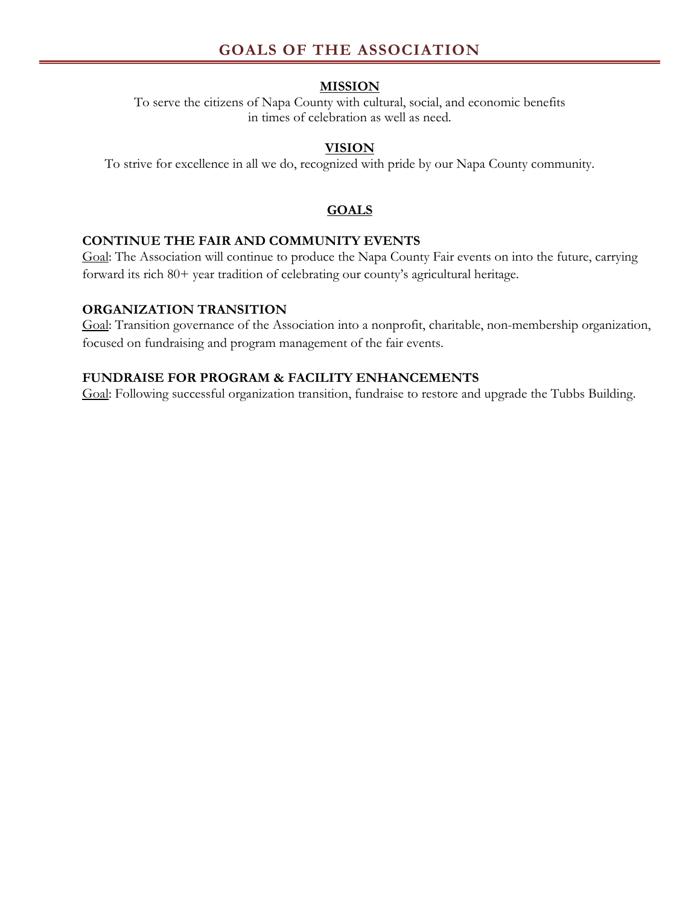# GOALS OF THE ASSOCIATION

## MISSION

To serve the citizens of Napa County with cultural, social, and economic benefits in times of celebration as well as need.

## VISION

To strive for excellence in all we do, recognized with pride by our Napa County community.

## GOALS

### CONTINUE THE FAIR AND COMMUNITY EVENTS

Goal: The Association will continue to produce the Napa County Fair events on into the future, carrying forward its rich 80+ year tradition of celebrating our county's agricultural heritage.

### ORGANIZATION TRANSITION

Goal: Transition governance of the Association into a nonprofit, charitable, non-membership organization, focused on fundraising and program management of the fair events.

### FUNDRAISE FOR PROGRAM & FACILITY ENHANCEMENTS

Goal: Following successful organization transition, fundraise to restore and upgrade the Tubbs Building.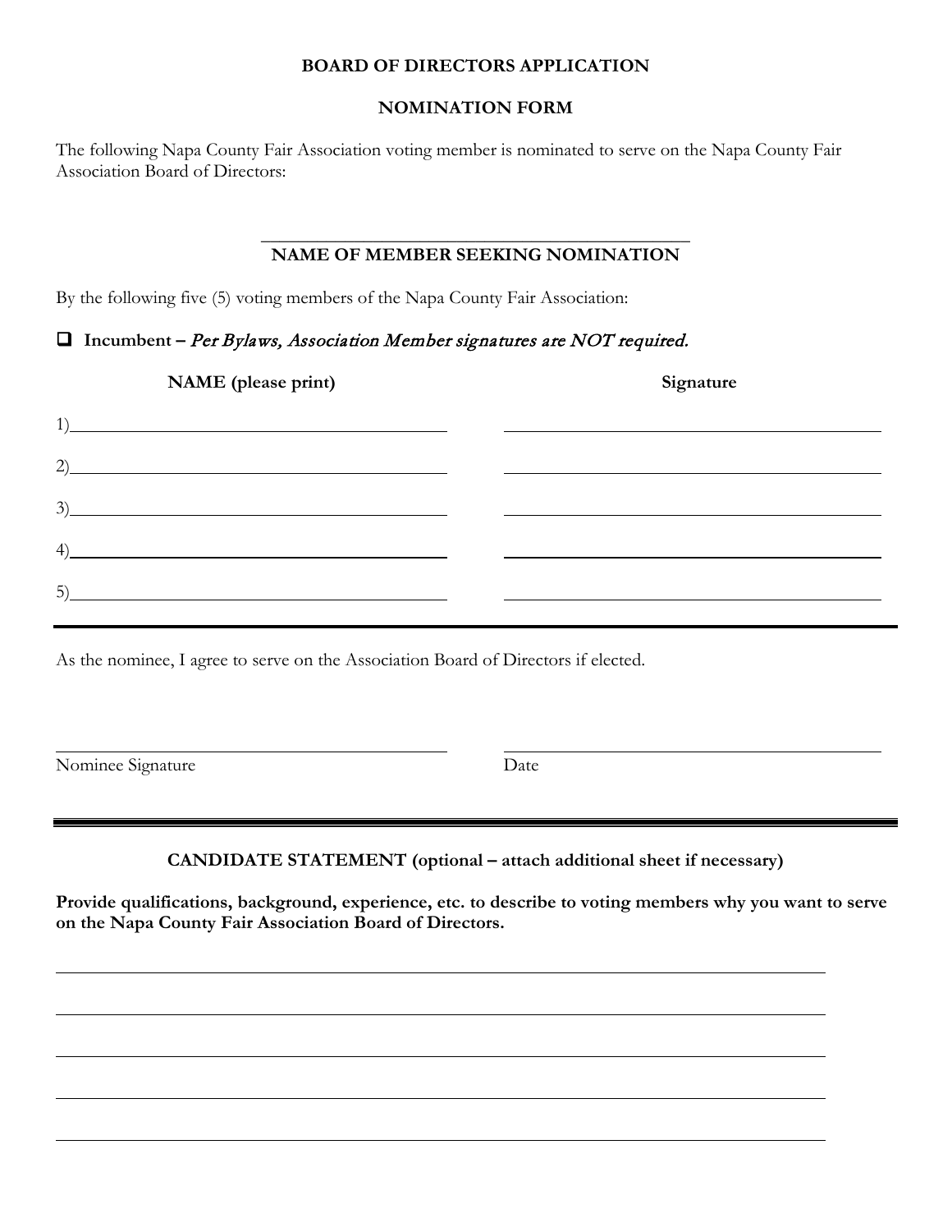**BOARD OF DIRECTORS APPLICATION**

**NOMINATION FORM**

The following Napa County Fair Association voting member is nominated to serve on the Napa County Fair Association Board of Directors:

\_\_\_\_\_\_\_\_\_\_\_\_\_\_\_\_\_\_\_\_\_\_\_\_\_\_\_\_\_\_\_\_\_\_\_\_\_\_\_\_\_\_\_\_

**NAME OF MEMBER SEEKING NOMINATION**

By the following five (5) voting members of the Napa County Fair Association:

☐ **Incumbent –** *Per Bylaws, Association Member signatures are NOT required.*

| NAME (please print) | Signature |
|---|---|
| 1) | |
| 2) | |
| 3) | |
| 4) | |
| 5) | |

As the nominee, I agree to serve on the Association Board of Directors if elected.

| | |
|---|---|
| Nominee Signature | Date |

**CANDIDATE STATEMENT (optional – attach additional sheet if necessary)**

**Provide qualifications, background, experience, etc. to describe to voting members why you want to serve on the Napa County Fair Association Board of Directors.**